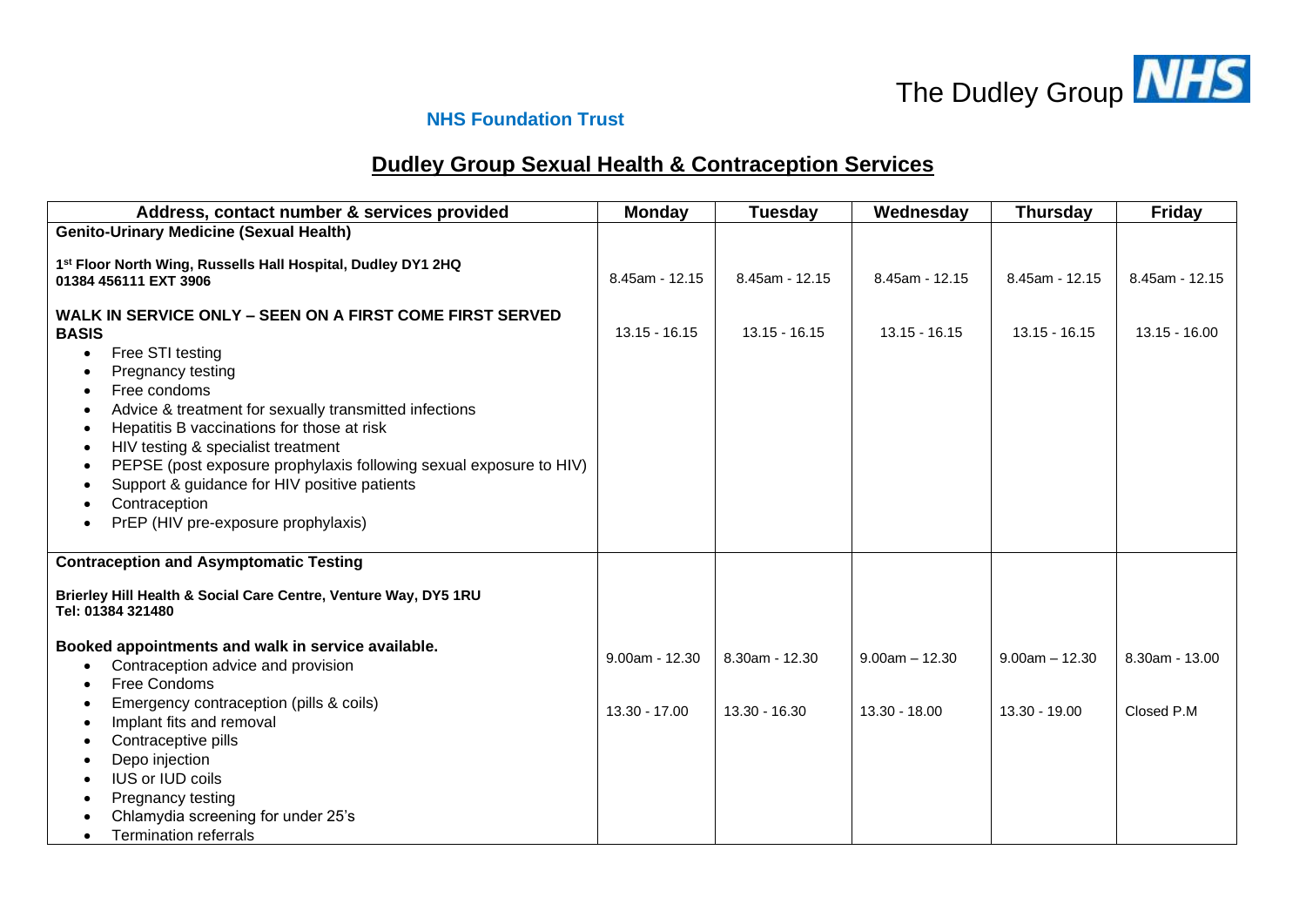The Dudley Group NHS

**NHS Foundation Trust**

# Dudley Group Sexual Health & Contraception Services

| Address, contact number & services provided | Monday | Tuesday | Wednesday | Thursday | Friday |
|---|---|---|---|---|---|
| **Genito-Urinary Medicine (Sexual Health)**<br><br>**1st Floor North Wing, Russells Hall Hospital, Dudley DY1 2HQ**<br>**01384 456111 EXT 3906**<br><br>**WALK IN SERVICE ONLY – SEEN ON A FIRST COME FIRST SERVED BASIS**<br>• Free STI testing<br>• Pregnancy testing<br>• Free condoms<br>• Advice & treatment for sexually transmitted infections<br>• Hepatitis B vaccinations for those at risk<br>• HIV testing & specialist treatment<br>• PEPSE (post exposure prophylaxis following sexual exposure to HIV)<br>• Support & guidance for HIV positive patients<br>• Contraception<br>• PrEP (HIV pre-exposure prophylaxis) | 8.45am - 12.15<br><br>13.15 - 16.15 | 8.45am - 12.15<br><br>13.15 - 16.15 | 8.45am - 12.15<br><br>13.15 - 16.15 | 8.45am - 12.15<br><br>13.15 - 16.15 | 8.45am - 12.15<br><br>13.15 - 16.00 |
| **Contraception and Asymptomatic Testing**<br><br>**Brierley Hill Health & Social Care Centre, Venture Way, DY5 1RU**<br>**Tel: 01384 321480**<br><br>**Booked appointments and walk in service available.**<br>• Contraception advice and provision<br>• Free Condoms<br>• Emergency contraception (pills & coils)<br>• Implant fits and removal<br>• Contraceptive pills<br>• Depo injection<br>• IUS or IUD coils<br>• Pregnancy testing<br>• Chlamydia screening for under 25's<br>• Termination referrals | 9.00am - 12.30<br><br>13.30 - 17.00 | 8.30am - 12.30<br><br>13.30 - 16.30 | 9.00am – 12.30<br><br>13.30 - 18.00 | 9.00am – 12.30<br><br>13.30 - 19.00 | 8.30am - 13.00<br><br>Closed P.M |